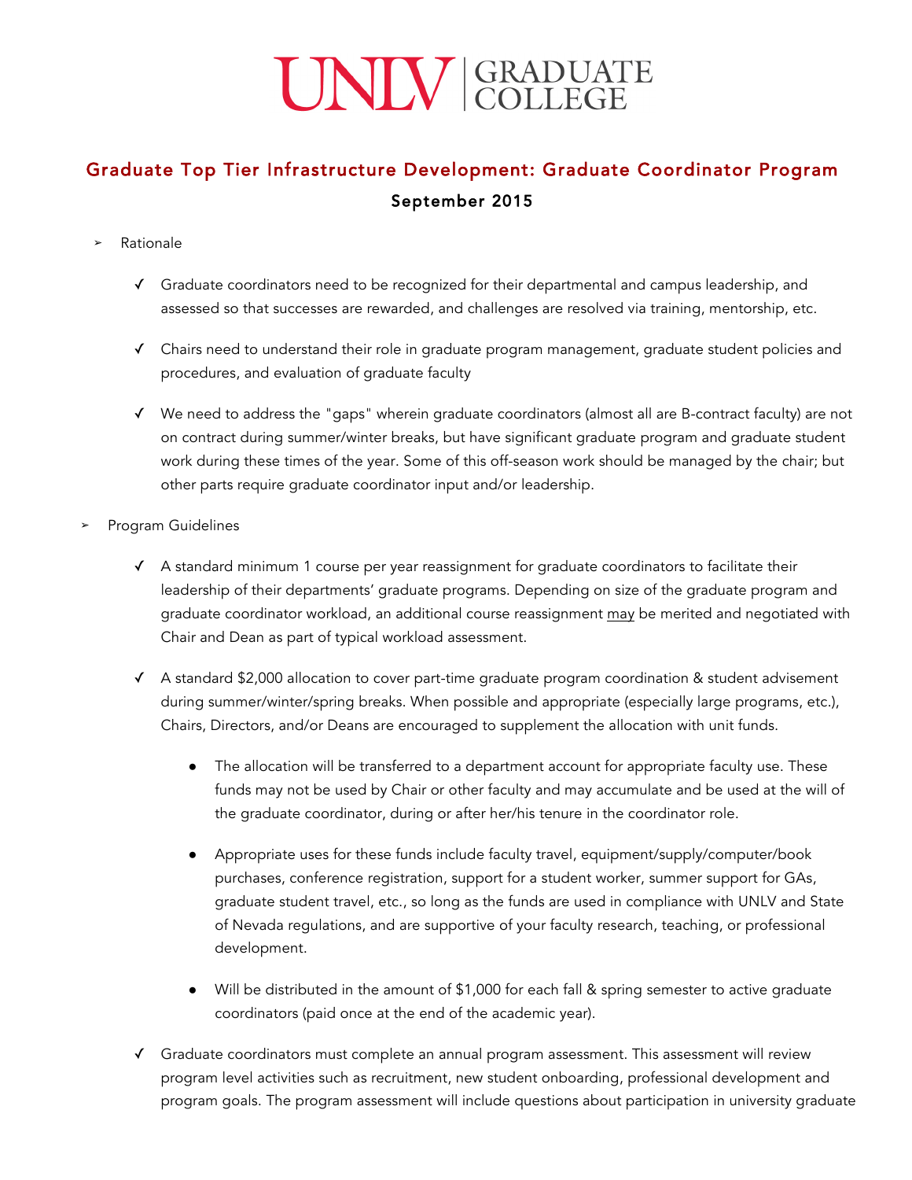UNLV | GRADUATE COLLEGE

# Graduate Top Tier Infrastructure Development: Graduate Coordinator Program

## September 2015

- Rationale
    - ✓ Graduate coordinators need to be recognized for their departmental and campus leadership, and assessed so that successes are rewarded, and challenges are resolved via training, mentorship, etc.
    - ✓ Chairs need to understand their role in graduate program management, graduate student policies and procedures, and evaluation of graduate faculty
    - ✓ We need to address the "gaps" wherein graduate coordinators (almost all are B-contract faculty) are not on contract during summer/winter breaks, but have significant graduate program and graduate student work during these times of the year. Some of this off-season work should be managed by the chair; but other parts require graduate coordinator input and/or leadership.
- Program Guidelines
    - ✓ A standard minimum 1 course per year reassignment for graduate coordinators to facilitate their leadership of their departments' graduate programs. Depending on size of the graduate program and graduate coordinator workload, an additional course reassignment <u>may</u> be merited and negotiated with Chair and Dean as part of typical workload assessment.
    - ✓ A standard $2,000 allocation to cover part-time graduate program coordination & student advisement during summer/winter/spring breaks. When possible and appropriate (especially large programs, etc.), Chairs, Directors, and/or Deans are encouraged to supplement the allocation with unit funds.
        - The allocation will be transferred to a department account for appropriate faculty use. These funds may not be used by Chair or other faculty and may accumulate and be used at the will of the graduate coordinator, during or after her/his tenure in the coordinator role.
        - Appropriate uses for these funds include faculty travel, equipment/supply/computer/book purchases, conference registration, support for a student worker, summer support for GAs, graduate student travel, etc., so long as the funds are used in compliance with UNLV and State of Nevada regulations, and are supportive of your faculty research, teaching, or professional development.
        - Will be distributed in the amount of $1,000 for each fall & spring semester to active graduate coordinators (paid once at the end of the academic year).
    - ✓ Graduate coordinators must complete an annual program assessment. This assessment will review program level activities such as recruitment, new student onboarding, professional development and program goals. The program assessment will include questions about participation in university graduate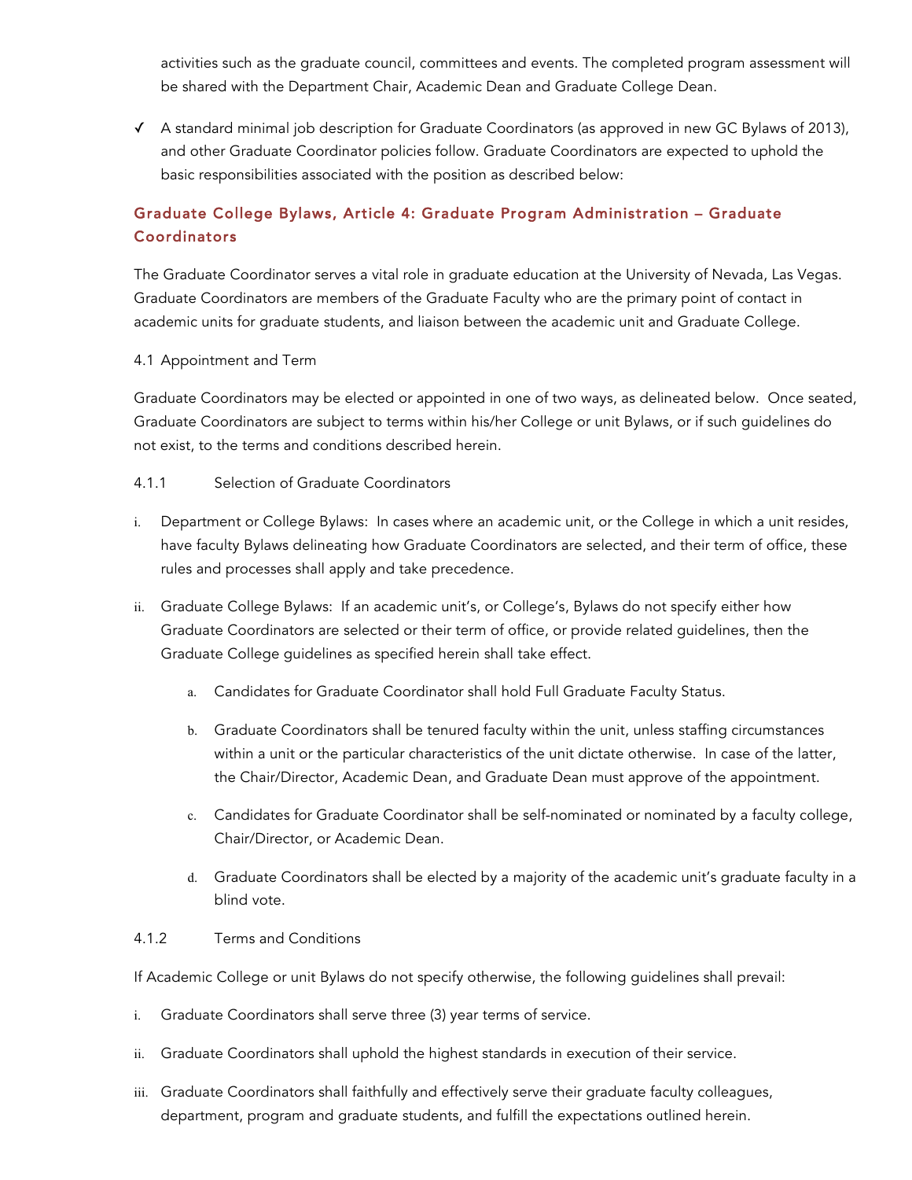activities such as the graduate council, committees and events. The completed program assessment will be shared with the Department Chair, Academic Dean and Graduate College Dean.

- ✓ A standard minimal job description for Graduate Coordinators (as approved in new GC Bylaws of 2013), and other Graduate Coordinator policies follow. Graduate Coordinators are expected to uphold the basic responsibilities associated with the position as described below:

## Graduate College Bylaws, Article 4: Graduate Program Administration – Graduate Coordinators

The Graduate Coordinator serves a vital role in graduate education at the University of Nevada, Las Vegas. Graduate Coordinators are members of the Graduate Faculty who are the primary point of contact in academic units for graduate students, and liaison between the academic unit and Graduate College.

4.1 Appointment and Term

Graduate Coordinators may be elected or appointed in one of two ways, as delineated below. Once seated, Graduate Coordinators are subject to terms within his/her College or unit Bylaws, or if such guidelines do not exist, to the terms and conditions described herein.

4.1.1 Selection of Graduate Coordinators

i. Department or College Bylaws: In cases where an academic unit, or the College in which a unit resides, have faculty Bylaws delineating how Graduate Coordinators are selected, and their term of office, these rules and processes shall apply and take precedence.

ii. Graduate College Bylaws: If an academic unit's, or College's, Bylaws do not specify either how Graduate Coordinators are selected or their term of office, or provide related guidelines, then the Graduate College guidelines as specified herein shall take effect.

   a. Candidates for Graduate Coordinator shall hold Full Graduate Faculty Status.

   b. Graduate Coordinators shall be tenured faculty within the unit, unless staffing circumstances within a unit or the particular characteristics of the unit dictate otherwise. In case of the latter, the Chair/Director, Academic Dean, and Graduate Dean must approve of the appointment.

   c. Candidates for Graduate Coordinator shall be self-nominated or nominated by a faculty college, Chair/Director, or Academic Dean.

   d. Graduate Coordinators shall be elected by a majority of the academic unit's graduate faculty in a blind vote.

4.1.2 Terms and Conditions

If Academic College or unit Bylaws do not specify otherwise, the following guidelines shall prevail:

i. Graduate Coordinators shall serve three (3) year terms of service.

ii. Graduate Coordinators shall uphold the highest standards in execution of their service.

iii. Graduate Coordinators shall faithfully and effectively serve their graduate faculty colleagues, department, program and graduate students, and fulfill the expectations outlined herein.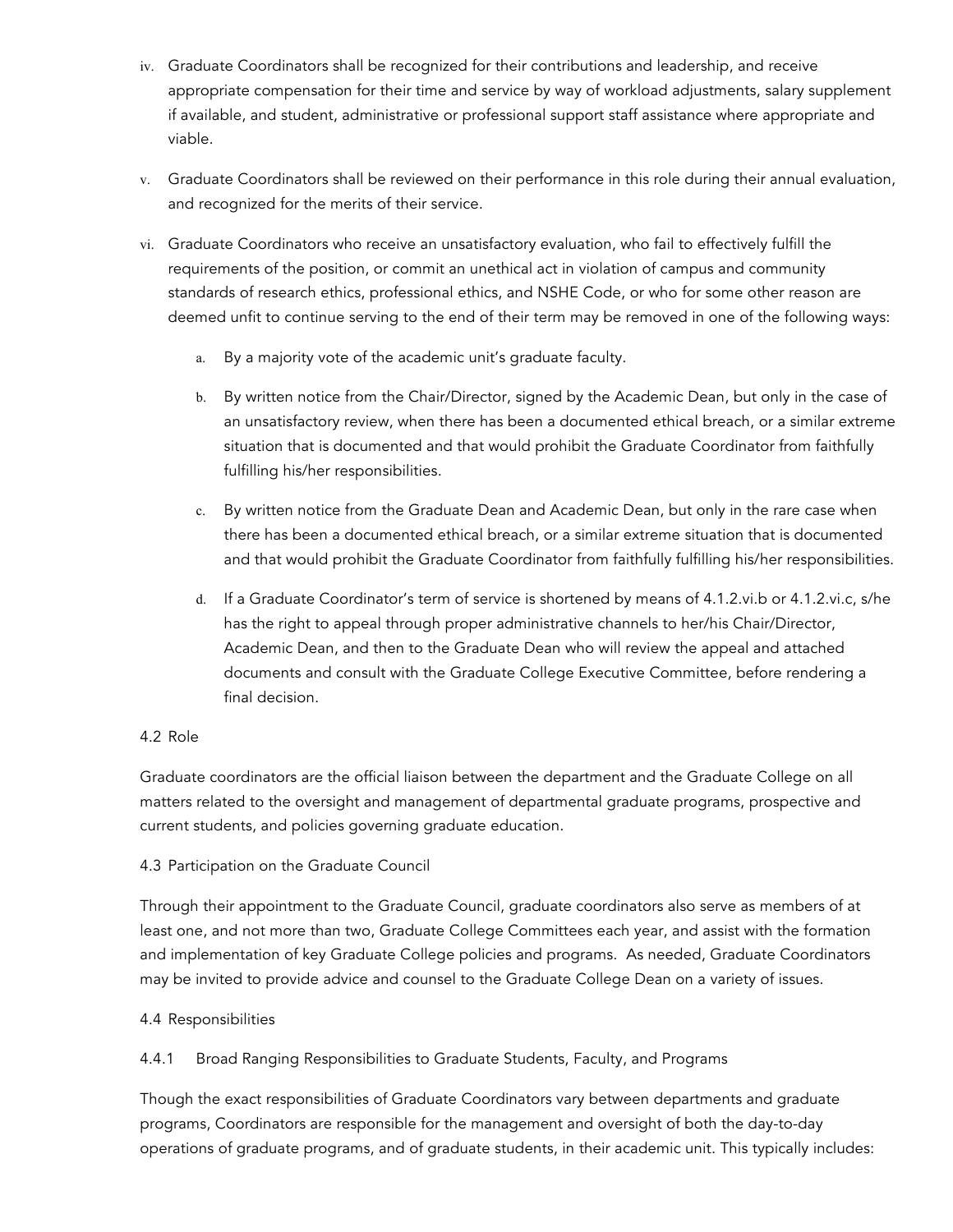iv. Graduate Coordinators shall be recognized for their contributions and leadership, and receive appropriate compensation for their time and service by way of workload adjustments, salary supplement if available, and student, administrative or professional support staff assistance where appropriate and viable.

v. Graduate Coordinators shall be reviewed on their performance in this role during their annual evaluation, and recognized for the merits of their service.

vi. Graduate Coordinators who receive an unsatisfactory evaluation, who fail to effectively fulfill the requirements of the position, or commit an unethical act in violation of campus and community standards of research ethics, professional ethics, and NSHE Code, or who for some other reason are deemed unfit to continue serving to the end of their term may be removed in one of the following ways:

   a. By a majority vote of the academic unit's graduate faculty.

   b. By written notice from the Chair/Director, signed by the Academic Dean, but only in the case of an unsatisfactory review, when there has been a documented ethical breach, or a similar extreme situation that is documented and that would prohibit the Graduate Coordinator from faithfully fulfilling his/her responsibilities.

   c. By written notice from the Graduate Dean and Academic Dean, but only in the rare case when there has been a documented ethical breach, or a similar extreme situation that is documented and that would prohibit the Graduate Coordinator from faithfully fulfilling his/her responsibilities.

   d. If a Graduate Coordinator's term of service is shortened by means of 4.1.2.vi.b or 4.1.2.vi.c, s/he has the right to appeal through proper administrative channels to her/his Chair/Director, Academic Dean, and then to the Graduate Dean who will review the appeal and attached documents and consult with the Graduate College Executive Committee, before rendering a final decision.

4.2 Role

Graduate coordinators are the official liaison between the department and the Graduate College on all matters related to the oversight and management of departmental graduate programs, prospective and current students, and policies governing graduate education.

4.3 Participation on the Graduate Council

Through their appointment to the Graduate Council, graduate coordinators also serve as members of at least one, and not more than two, Graduate College Committees each year, and assist with the formation and implementation of key Graduate College policies and programs. As needed, Graduate Coordinators may be invited to provide advice and counsel to the Graduate College Dean on a variety of issues.

4.4 Responsibilities

4.4.1 Broad Ranging Responsibilities to Graduate Students, Faculty, and Programs

Though the exact responsibilities of Graduate Coordinators vary between departments and graduate programs, Coordinators are responsible for the management and oversight of both the day-to-day operations of graduate programs, and of graduate students, in their academic unit. This typically includes: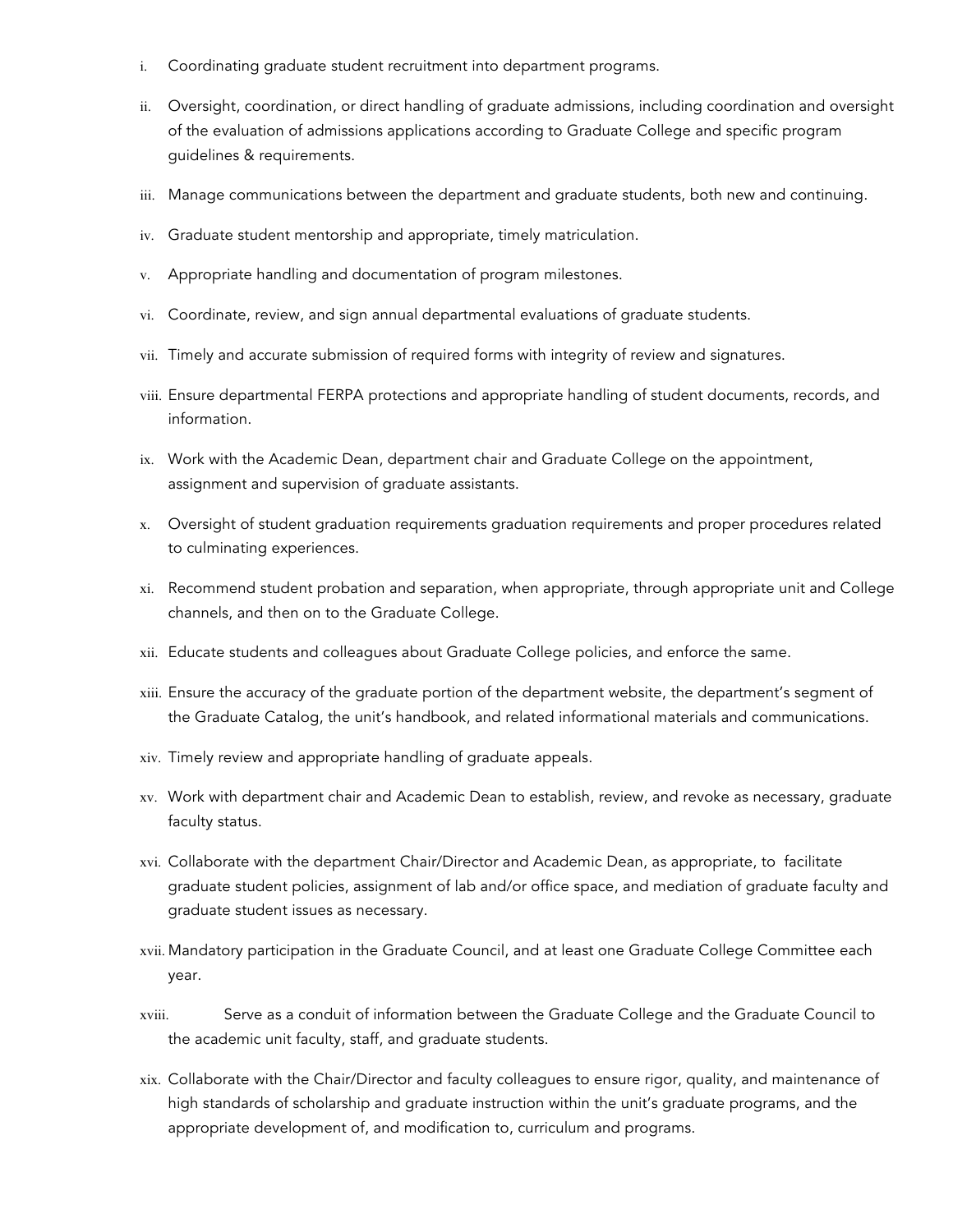i. Coordinating graduate student recruitment into department programs.

ii. Oversight, coordination, or direct handling of graduate admissions, including coordination and oversight of the evaluation of admissions applications according to Graduate College and specific program guidelines & requirements.

iii. Manage communications between the department and graduate students, both new and continuing.

iv. Graduate student mentorship and appropriate, timely matriculation.

v. Appropriate handling and documentation of program milestones.

vi. Coordinate, review, and sign annual departmental evaluations of graduate students.

vii. Timely and accurate submission of required forms with integrity of review and signatures.

viii. Ensure departmental FERPA protections and appropriate handling of student documents, records, and information.

ix. Work with the Academic Dean, department chair and Graduate College on the appointment, assignment and supervision of graduate assistants.

x. Oversight of student graduation requirements graduation requirements and proper procedures related to culminating experiences.

xi. Recommend student probation and separation, when appropriate, through appropriate unit and College channels, and then on to the Graduate College.

xii. Educate students and colleagues about Graduate College policies, and enforce the same.

xiii. Ensure the accuracy of the graduate portion of the department website, the department's segment of the Graduate Catalog, the unit's handbook, and related informational materials and communications.

xiv. Timely review and appropriate handling of graduate appeals.

xv. Work with department chair and Academic Dean to establish, review, and revoke as necessary, graduate faculty status.

xvi. Collaborate with the department Chair/Director and Academic Dean, as appropriate, to facilitate graduate student policies, assignment of lab and/or office space, and mediation of graduate faculty and graduate student issues as necessary.

xvii. Mandatory participation in the Graduate Council, and at least one Graduate College Committee each year.

xviii. Serve as a conduit of information between the Graduate College and the Graduate Council to the academic unit faculty, staff, and graduate students.

xix. Collaborate with the Chair/Director and faculty colleagues to ensure rigor, quality, and maintenance of high standards of scholarship and graduate instruction within the unit's graduate programs, and the appropriate development of, and modification to, curriculum and programs.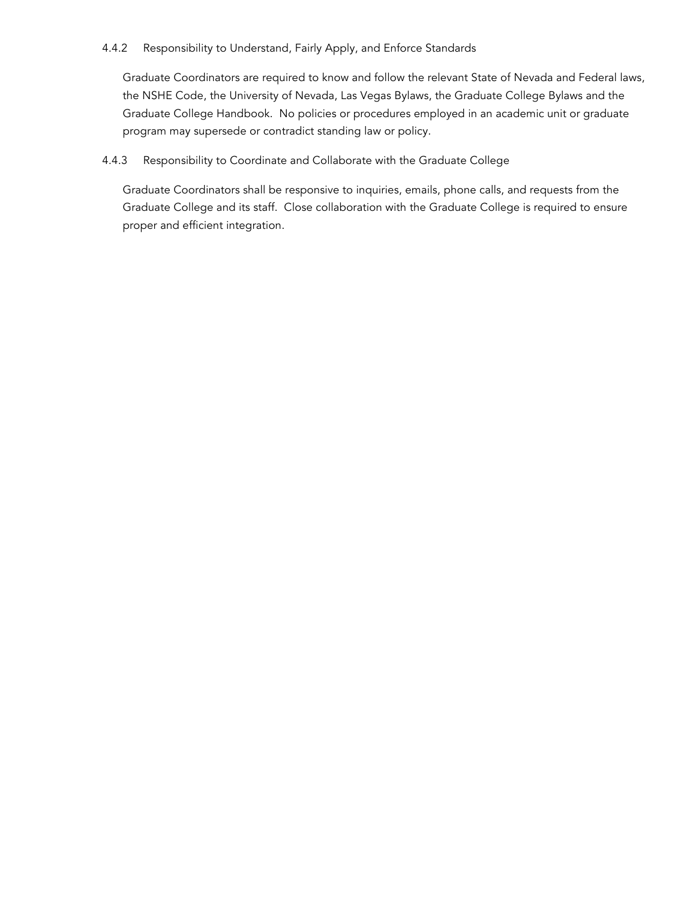#### 4.4.2 Responsibility to Understand, Fairly Apply, and Enforce Standards

Graduate Coordinators are required to know and follow the relevant State of Nevada and Federal laws, the NSHE Code, the University of Nevada, Las Vegas Bylaws, the Graduate College Bylaws and the Graduate College Handbook. No policies or procedures employed in an academic unit or graduate program may supersede or contradict standing law or policy.

#### 4.4.3 Responsibility to Coordinate and Collaborate with the Graduate College

Graduate Coordinators shall be responsive to inquiries, emails, phone calls, and requests from the Graduate College and its staff. Close collaboration with the Graduate College is required to ensure proper and efficient integration.